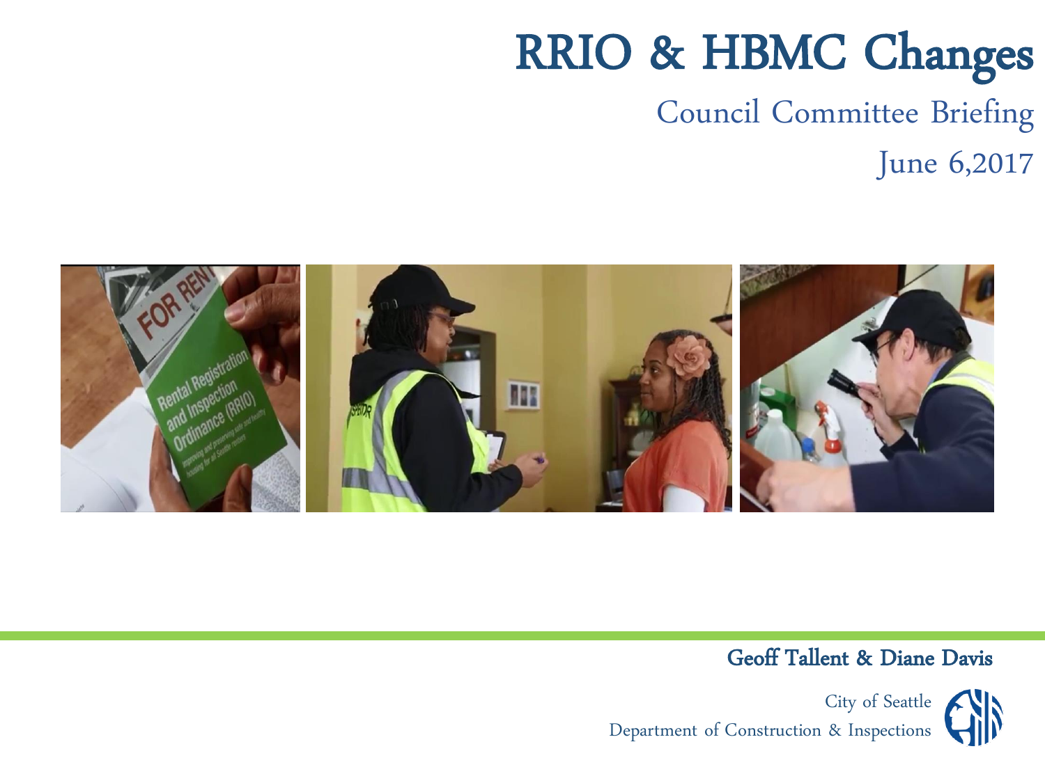# RRIO & HBMC Changes

## Council Committee Briefing

June 6,2017

**Geoff Tallent & Diane Davis**

City of Seattle
Department of Construction & Inspections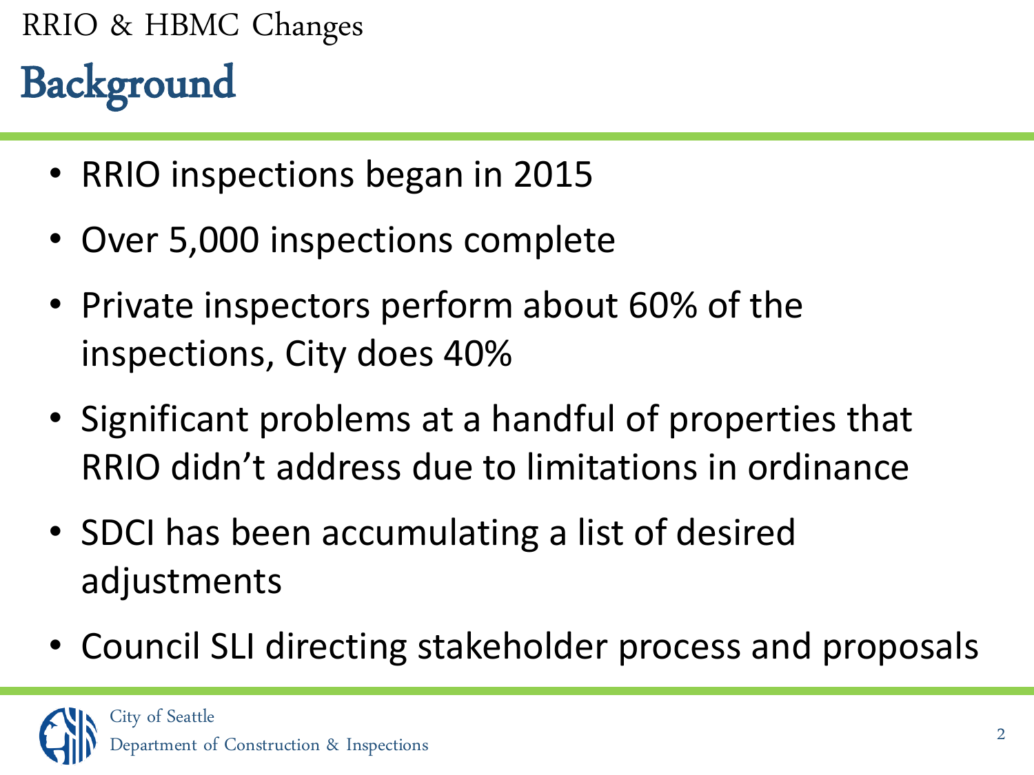RRIO & HBMC Changes

# Background

- RRIO inspections began in 2015
- Over 5,000 inspections complete
- Private inspectors perform about 60% of the inspections, City does 40%
- Significant problems at a handful of properties that RRIO didn't address due to limitations in ordinance
- SDCI has been accumulating a list of desired adjustments
- Council SLI directing stakeholder process and proposals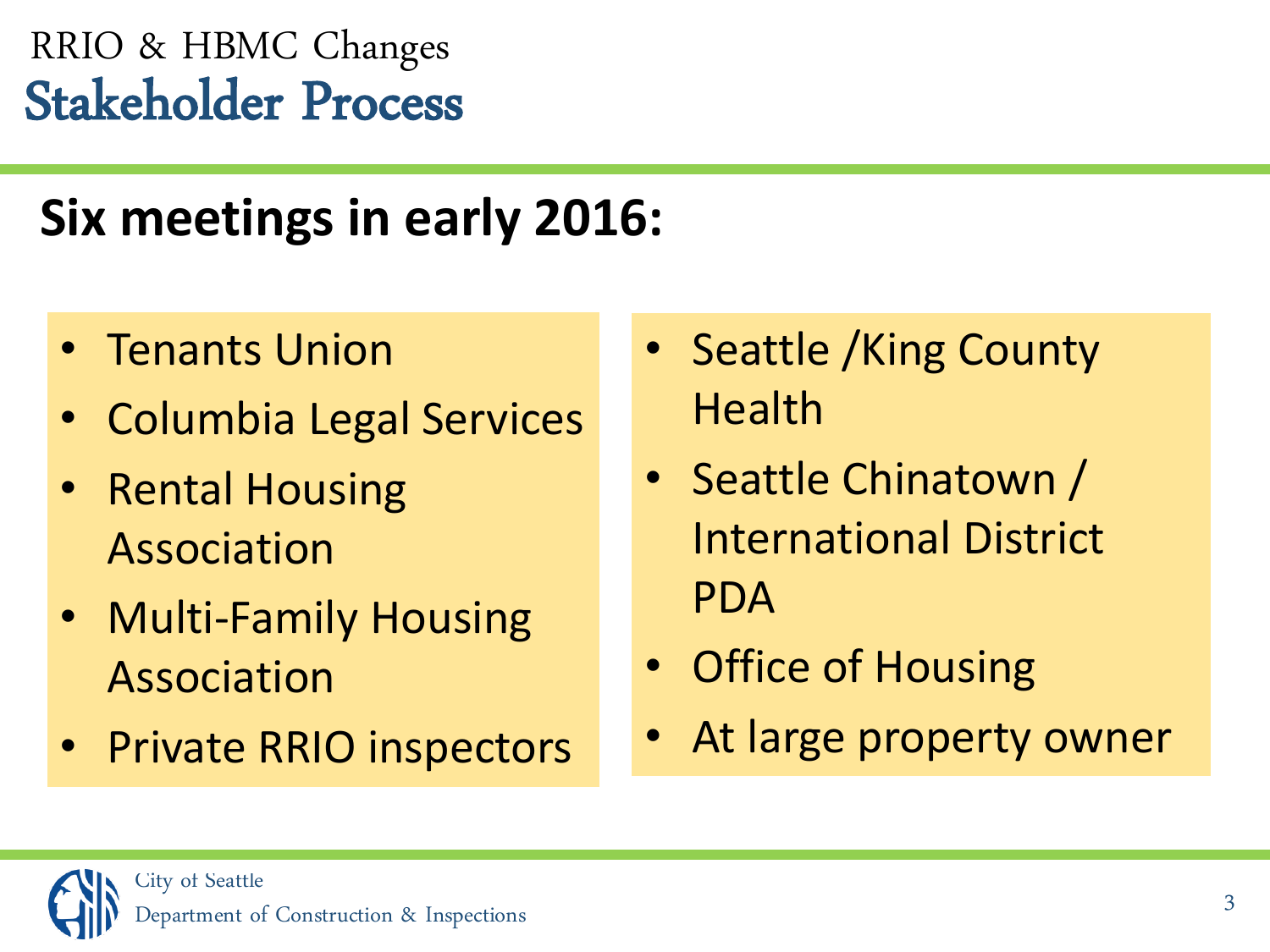RRIO & HBMC Changes

# Stakeholder Process

## Six meetings in early 2016:

- Tenants Union
- Columbia Legal Services
- Rental Housing Association
- Multi-Family Housing Association
- Private RRIO inspectors
- Seattle /King County Health
- Seattle Chinatown / International District PDA
- Office of Housing
- At large property owner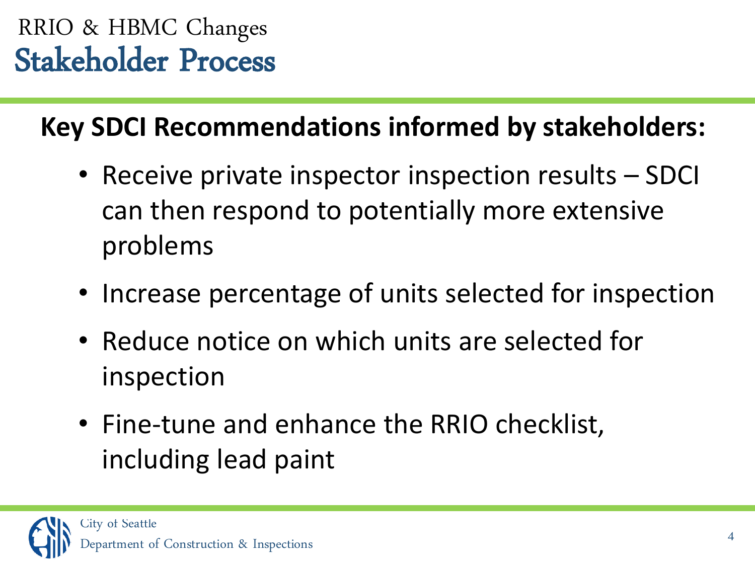RRIO & HBMC Changes

# Stakeholder Process

**Key SDCI Recommendations informed by stakeholders:**

- Receive private inspector inspection results – SDCI can then respond to potentially more extensive problems
- Increase percentage of units selected for inspection
- Reduce notice on which units are selected for inspection
- Fine-tune and enhance the RRIO checklist, including lead paint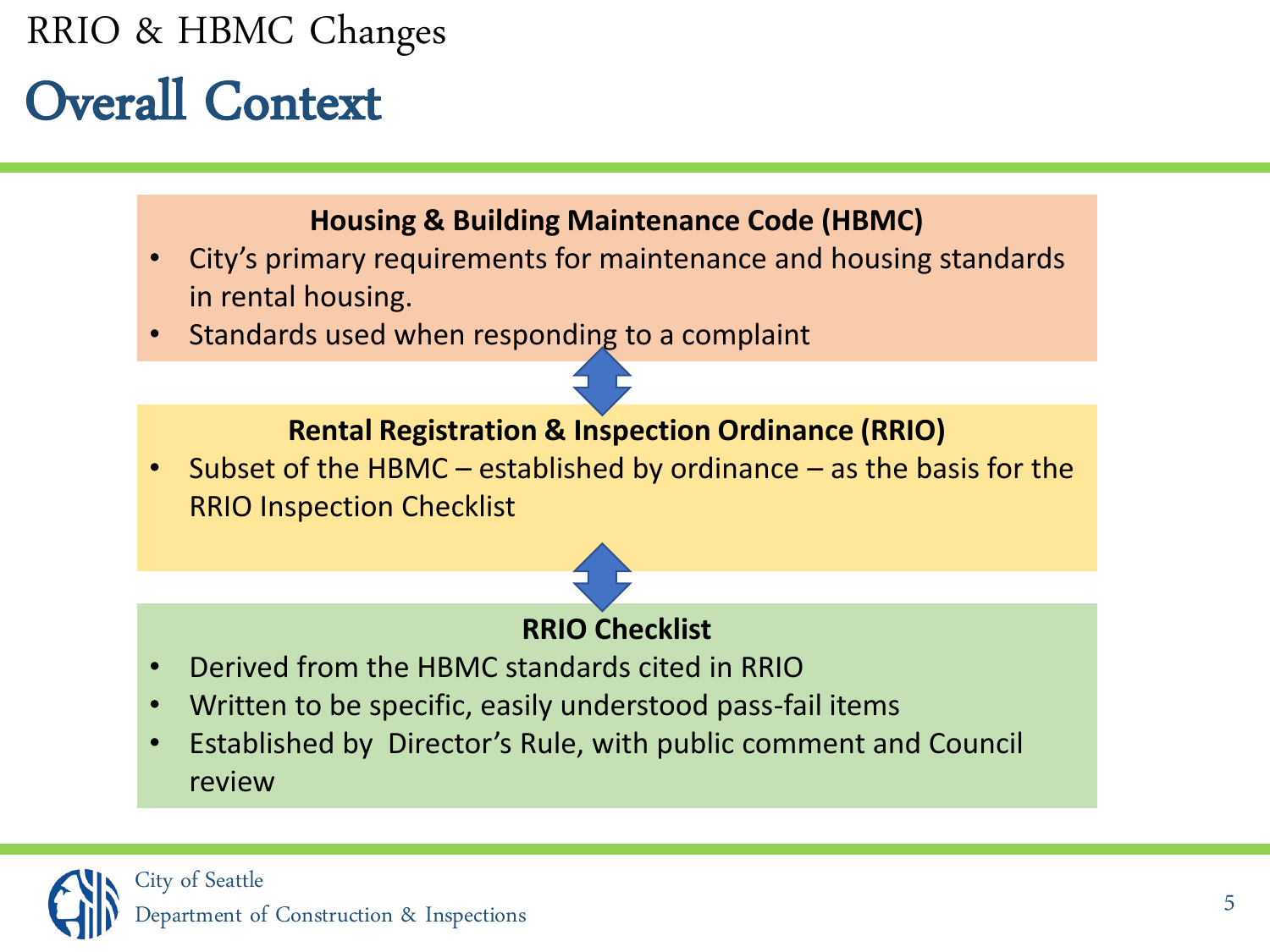RRIO & HBMC Changes

# Overall Context

**Housing & Building Maintenance Code (HBMC)**

- City's primary requirements for maintenance and housing standards in rental housing.
- Standards used when responding to a complaint

**Rental Registration & Inspection Ordinance (RRIO)**

- Subset of the HBMC – established by ordinance – as the basis for the RRIO Inspection Checklist

**RRIO Checklist**

- Derived from the HBMC standards cited in RRIO
- Written to be specific, easily understood pass-fail items
- Established by Director's Rule, with public comment and Council review

City of Seattle
Department of Construction & Inspections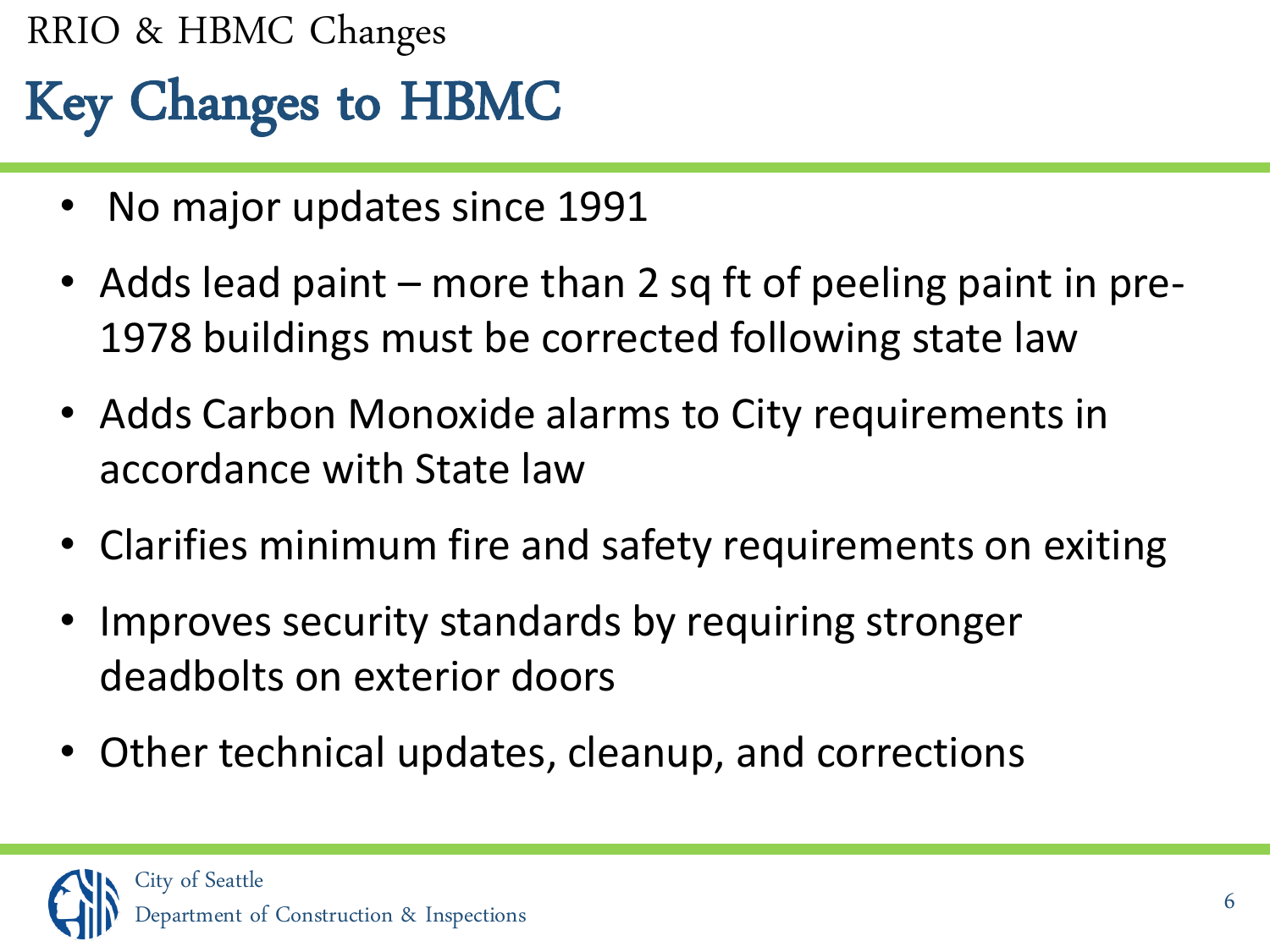RRIO & HBMC Changes

# Key Changes to HBMC

- No major updates since 1991
- Adds lead paint – more than 2 sq ft of peeling paint in pre-1978 buildings must be corrected following state law
- Adds Carbon Monoxide alarms to City requirements in accordance with State law
- Clarifies minimum fire and safety requirements on exiting
- Improves security standards by requiring stronger deadbolts on exterior doors
- Other technical updates, cleanup, and corrections

City of Seattle
Department of Construction & Inspections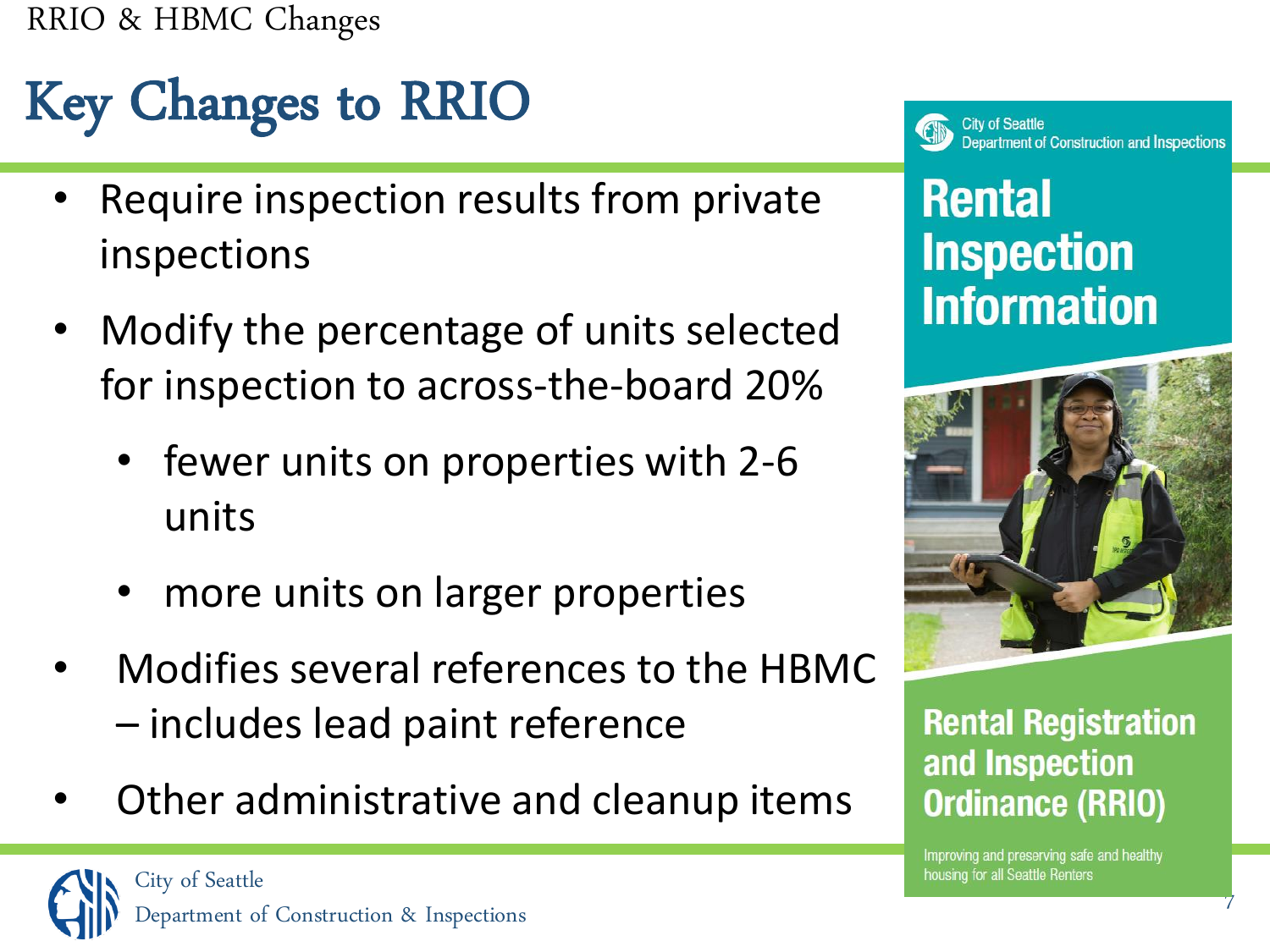# Key Changes to RRIO

- Require inspection results from private inspections
- Modify the percentage of units selected for inspection to across-the-board 20%
  - fewer units on properties with 2-6 units
  - more units on larger properties
- Modifies several references to the HBMC – includes lead paint reference
- Other administrative and cleanup items

City of Seattle
Department of Construction and Inspections

**Rental Inspection Information**

**Rental Registration and Inspection Ordinance (RRIO)**

Improving and preserving safe and healthy housing for all Seattle Renters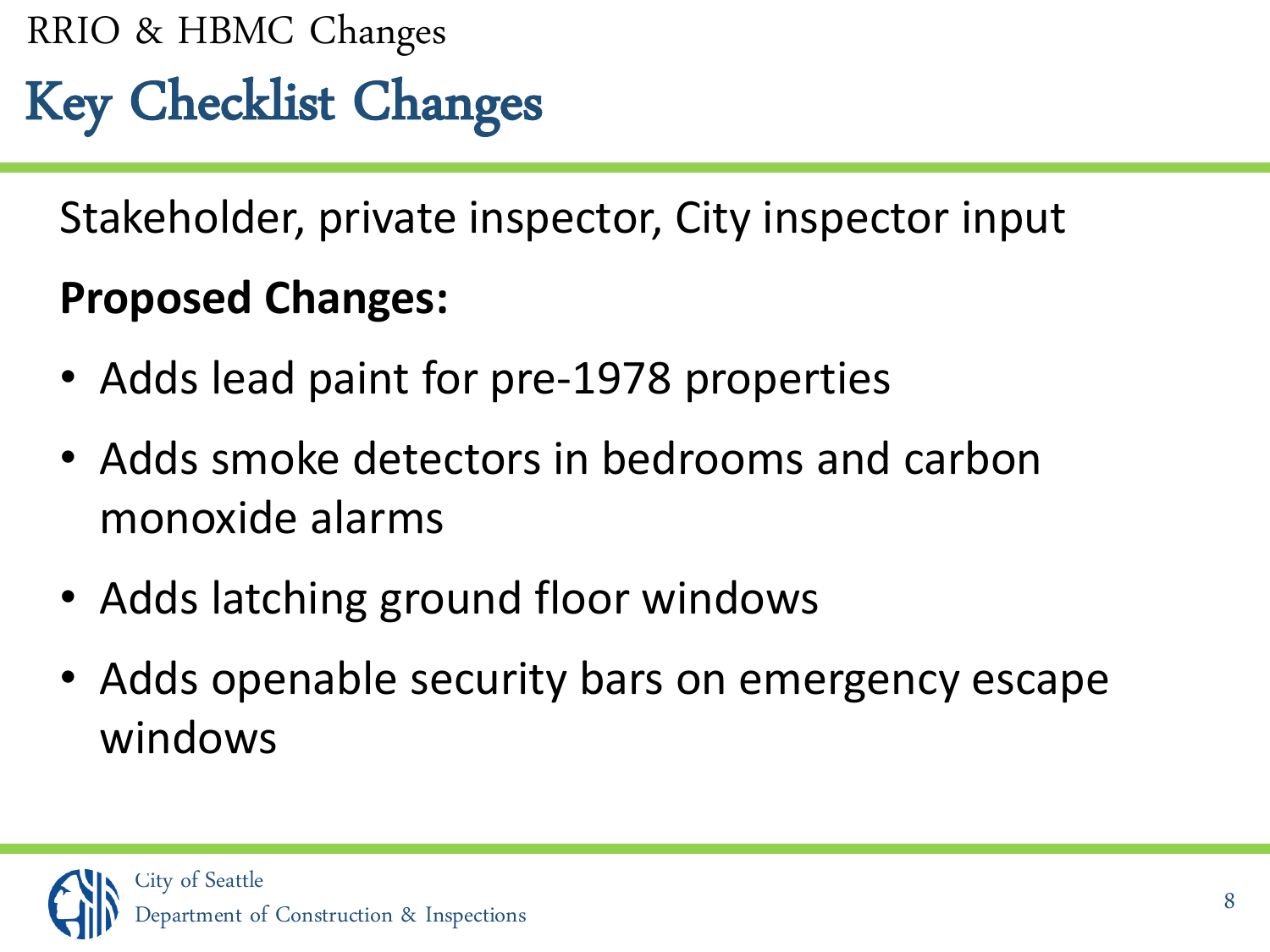RRIO & HBMC Changes

# Key Checklist Changes

Stakeholder, private inspector, City inspector input

**Proposed Changes:**

- Adds lead paint for pre-1978 properties
- Adds smoke detectors in bedrooms and carbon monoxide alarms
- Adds latching ground floor windows
- Adds openable security bars on emergency escape windows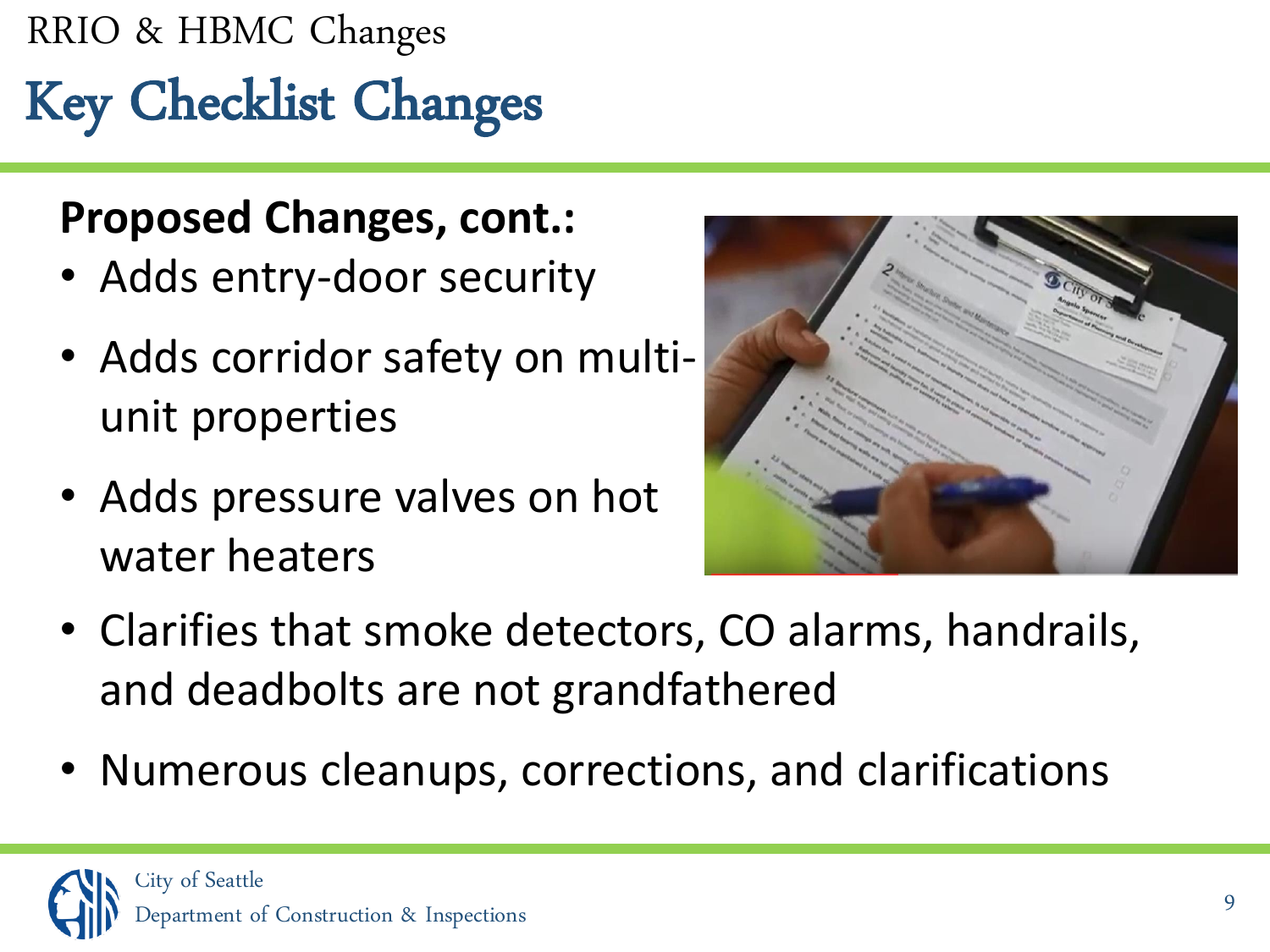RRIO & HBMC Changes

# Key Checklist Changes

**Proposed Changes, cont.:**

- Adds entry-door security
- Adds corridor safety on multi-unit properties
- Adds pressure valves on hot water heaters
- Clarifies that smoke detectors, CO alarms, handrails, and deadbolts are not grandfathered
- Numerous cleanups, corrections, and clarifications

City of Seattle
Department of Construction & Inspections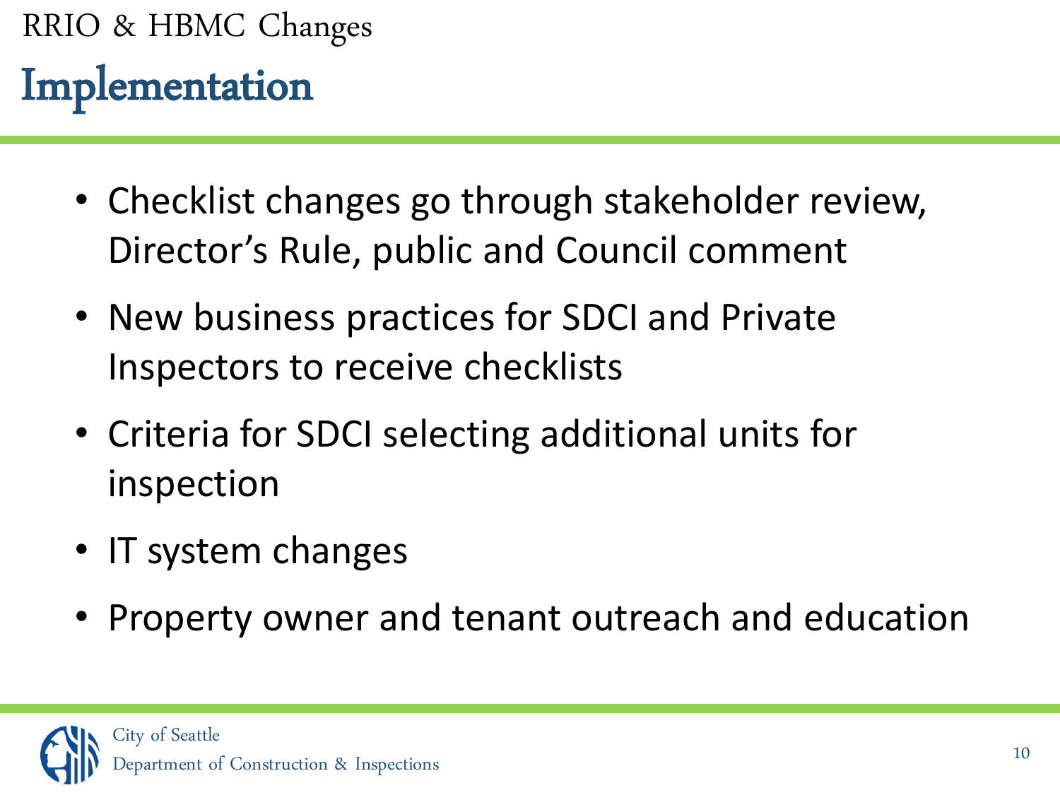RRIO & HBMC Changes

# Implementation

- Checklist changes go through stakeholder review, Director's Rule, public and Council comment
- New business practices for SDCI and Private Inspectors to receive checklists
- Criteria for SDCI selecting additional units for inspection
- IT system changes
- Property owner and tenant outreach and education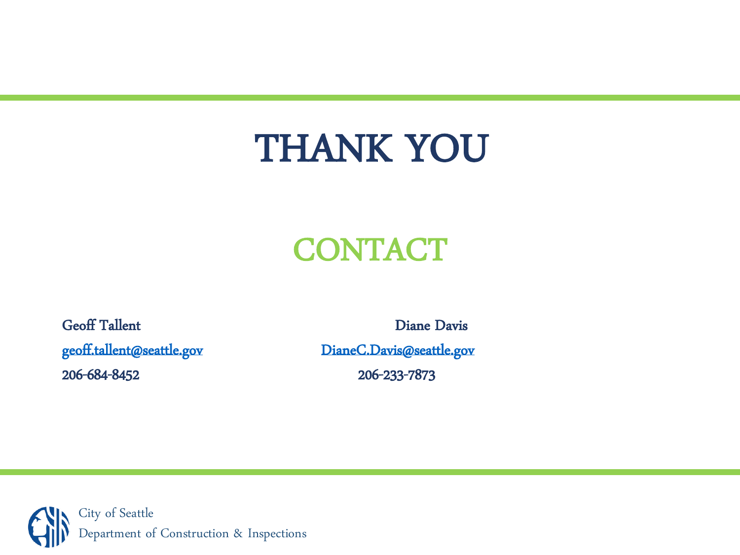# THANK YOU

## CONTACT

Geoff Tallent
geoff.tallent@seattle.gov
206-684-8452

Diane Davis
DianeC.Davis@seattle.gov
206-233-7873

City of Seattle
Department of Construction & Inspections